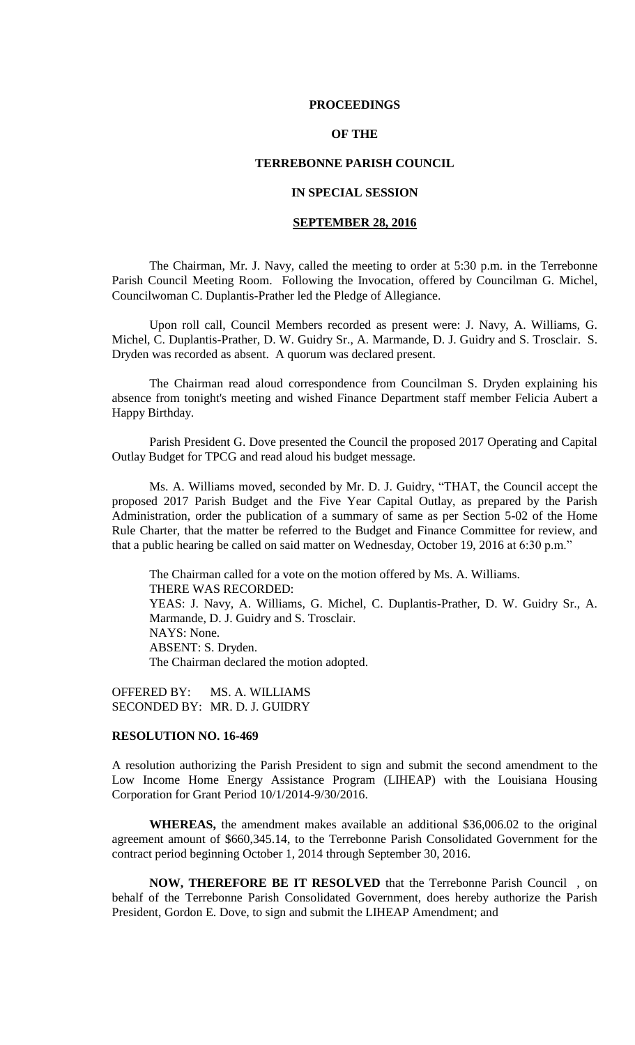**PROCEEDINGS**

**OF THE**

**TERREBONNE PARISH COUNCIL**

**IN SPECIAL SESSION**

**SEPTEMBER 28, 2016**

The Chairman, Mr. J. Navy, called the meeting to order at 5:30 p.m. in the Terrebonne Parish Council Meeting Room. Following the Invocation, offered by Councilman G. Michel, Councilwoman C. Duplantis-Prather led the Pledge of Allegiance.

Upon roll call, Council Members recorded as present were: J. Navy, A. Williams, G. Michel, C. Duplantis-Prather, D. W. Guidry Sr., A. Marmande, D. J. Guidry and S. Trosclair. S. Dryden was recorded as absent. A quorum was declared present.

The Chairman read aloud correspondence from Councilman S. Dryden explaining his absence from tonight's meeting and wished Finance Department staff member Felicia Aubert a Happy Birthday.

Parish President G. Dove presented the Council the proposed 2017 Operating and Capital Outlay Budget for TPCG and read aloud his budget message.

Ms. A. Williams moved, seconded by Mr. D. J. Guidry, "THAT, the Council accept the proposed 2017 Parish Budget and the Five Year Capital Outlay, as prepared by the Parish Administration, order the publication of a summary of same as per Section 5-02 of the Home Rule Charter, that the matter be referred to the Budget and Finance Committee for review, and that a public hearing be called on said matter on Wednesday, October 19, 2016 at 6:30 p.m."

The Chairman called for a vote on the motion offered by Ms. A. Williams.
THERE WAS RECORDED:
YEAS: J. Navy, A. Williams, G. Michel, C. Duplantis-Prather, D. W. Guidry Sr., A. Marmande, D. J. Guidry and S. Trosclair.
NAYS: None.
ABSENT: S. Dryden.
The Chairman declared the motion adopted.

OFFERED BY: MS. A. WILLIAMS
SECONDED BY: MR. D. J. GUIDRY

**RESOLUTION NO. 16-469**

A resolution authorizing the Parish President to sign and submit the second amendment to the Low Income Home Energy Assistance Program (LIHEAP) with the Louisiana Housing Corporation for Grant Period 10/1/2014-9/30/2016.

**WHEREAS,** the amendment makes available an additional $36,006.02 to the original agreement amount of $660,345.14, to the Terrebonne Parish Consolidated Government for the contract period beginning October 1, 2014 through September 30, 2016.

**NOW, THEREFORE BE IT RESOLVED** that the Terrebonne Parish Council , on behalf of the Terrebonne Parish Consolidated Government, does hereby authorize the Parish President, Gordon E. Dove, to sign and submit the LIHEAP Amendment; and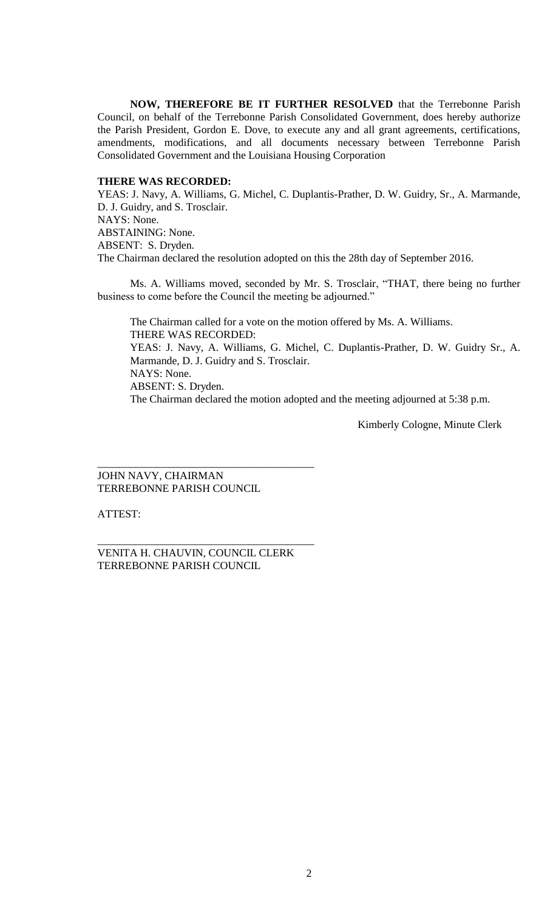**NOW, THEREFORE BE IT FURTHER RESOLVED** that the Terrebonne Parish Council, on behalf of the Terrebonne Parish Consolidated Government, does hereby authorize the Parish President, Gordon E. Dove, to execute any and all grant agreements, certifications, amendments, modifications, and all documents necessary between Terrebonne Parish Consolidated Government and the Louisiana Housing Corporation

**THERE WAS RECORDED:**

YEAS: J. Navy, A. Williams, G. Michel, C. Duplantis-Prather, D. W. Guidry, Sr., A. Marmande, D. J. Guidry, and S. Trosclair.
NAYS: None.
ABSTAINING: None.
ABSENT: S. Dryden.
The Chairman declared the resolution adopted on this the 28th day of September 2016.

Ms. A. Williams moved, seconded by Mr. S. Trosclair, "THAT, there being no further business to come before the Council the meeting be adjourned."

The Chairman called for a vote on the motion offered by Ms. A. Williams.
THERE WAS RECORDED:
YEAS: J. Navy, A. Williams, G. Michel, C. Duplantis-Prather, D. W. Guidry Sr., A. Marmande, D. J. Guidry and S. Trosclair.
NAYS: None.
ABSENT: S. Dryden.
The Chairman declared the motion adopted and the meeting adjourned at 5:38 p.m.

Kimberly Cologne, Minute Clerk

\_\_\_\_\_\_\_\_\_\_\_\_\_\_\_\_\_\_\_\_\_\_\_\_\_\_\_\_\_\_\_\_\_\_\_\_\_\_\_\_
JOHN NAVY, CHAIRMAN
TERREBONNE PARISH COUNCIL

ATTEST:

\_\_\_\_\_\_\_\_\_\_\_\_\_\_\_\_\_\_\_\_\_\_\_\_\_\_\_\_\_\_\_\_\_\_\_\_\_\_\_\_
VENITA H. CHAUVIN, COUNCIL CLERK
TERREBONNE PARISH COUNCIL